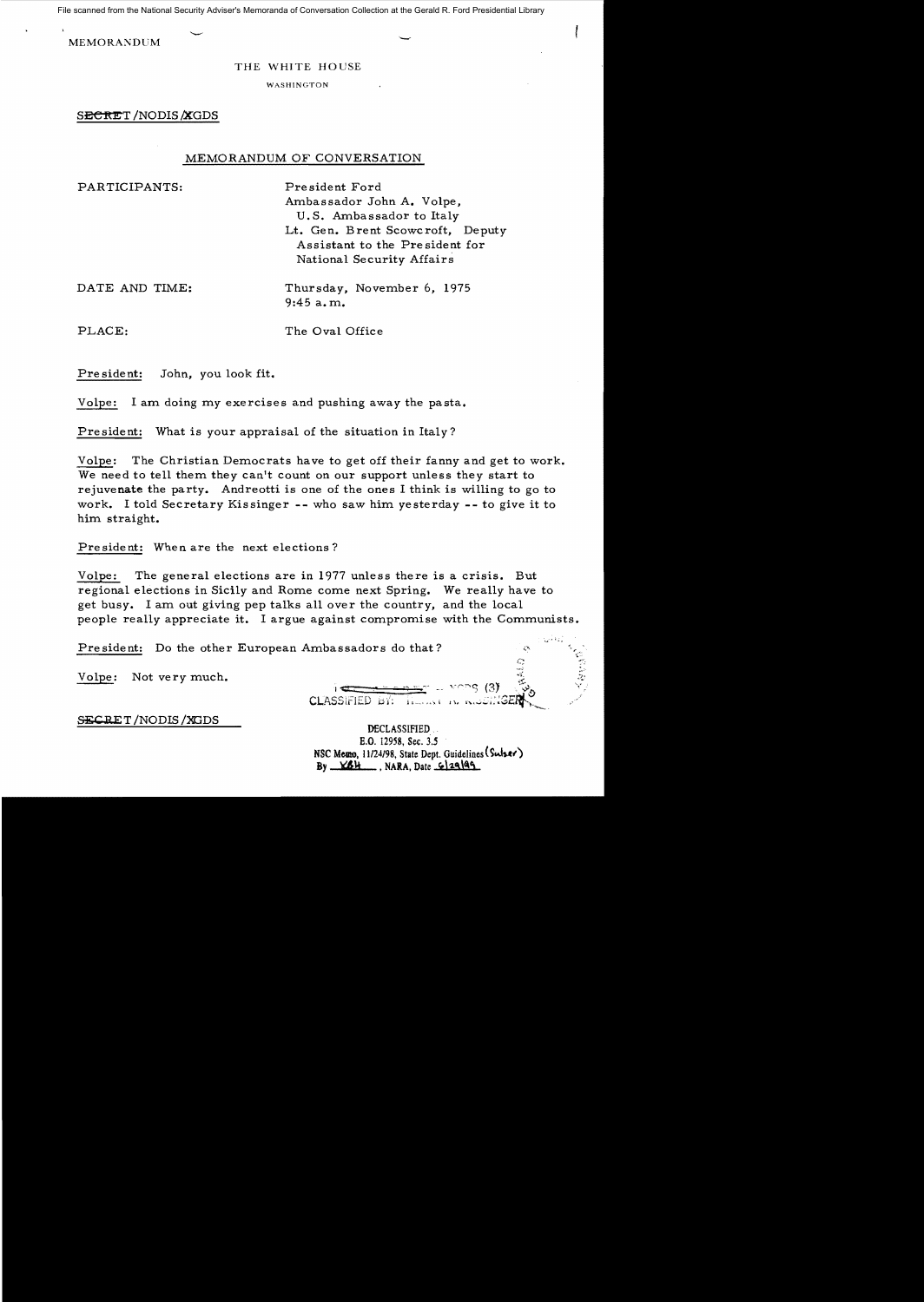File scanned from the National Security Adviser's Memoranda of Conversation Collection at the Gerald R. Ford Presidential Library

MEMORANDUM

THE WHITE HOUSE

WASHINGTON

SECRET/NODIS/XGDS

MEMORANDUM OF CONVERSATION

PARTICIPANTS: President Ford
Ambassador John A. Volpe, U.S. Ambassador to Italy
Lt. Gen. Brent Scowcroft, Deputy Assistant to the President for National Security Affairs

DATE AND TIME: Thursday, November 6, 1975
9:45 a.m.

PLACE: The Oval Office

President: John, you look fit.

Volpe: I am doing my exercises and pushing away the pasta.

President: What is your appraisal of the situation in Italy?

Volpe: The Christian Democrats have to get off their fanny and get to work. We need to tell them they can't count on our support unless they start to rejuvenate the party. Andreotti is one of the ones I think is willing to go to work. I told Secretary Kissinger -- who saw him yesterday -- to give it to him straight.

President: When are the next elections?

Volpe: The general elections are in 1977 unless there is a crisis. But regional elections in Sicily and Rome come next Spring. We really have to get busy. I am out giving pep talks all over the country, and the local people really appreciate it. I argue against compromise with the Communists.

President: Do the other European Ambassadors do that?

Volpe: Not very much.

CLASSIFIED BY: HENRY A. KISSINGER

SECRET/NODIS/XGDS

DECLASSIFIED
E.O. 12958, Sec. 3.5
NSC Memo, 11/24/98, State Dept. Guidelines (Subset)
By KBH, NARA, Date 6/29/99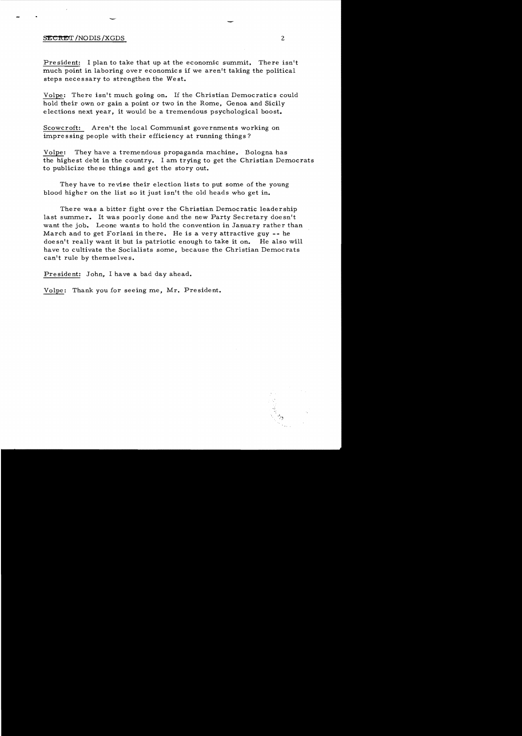President: I plan to take that up at the economic summit. There isn't much point in laboring over economics if we aren't taking the political steps necessary to strengthen the West.

Volpe: There isn't much going on. If the Christian Democratics could hold their own or gain a point or two in the Rome, Genoa and Sicily elections next year, it would be a tremendous psychological boost.

Scowcroft: Aren't the local Communist governments working on impressing people with their efficiency at running things?

Volpe: They have a tremendous propaganda machine. Bologna has the highest debt in the country. I am trying to get the Christian Democrats to publicize these things and get the story out.

They have to revise their election lists to put some of the young blood higher on the list so it just isn't the old heads who get in.

There was a bitter fight over the Christian Democratic leadership last summer. It was poorly done and the new Party Secretary doesn't want the job. Leone wants to hold the convention in January rather than March and to get Forlani in there. He is a very attractive guy -- he doesn't really want it but is patriotic enough to take it on. He also will have to cultivate the Socialists some, because the Christian Democrats can't rule by themselves.

President: John, I have a bad day ahead.

Volpe: Thank you for seeing me, Mr. President.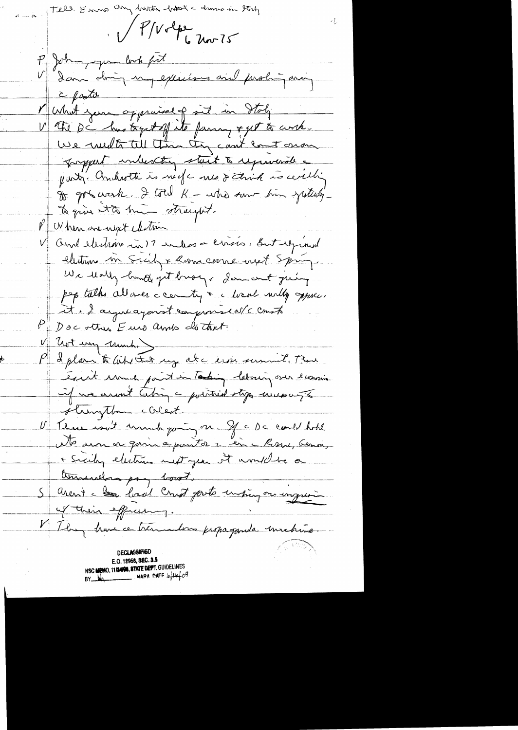Tell Enno they better boost a democracy in Italy

√ P/Volpe 6 Nov 75

P John, you look fit

V I am doing my exercises and pushing away the pasta

P What your appraisal of sit. in Italy

V The DC has to get off its fanny & get to work. We need to tell them they can't count on support unless they start to rejuvenate the party. Andreotti is my close & think is willing to go to work. I told K – who saw him yesterday – to give it to him straight.

P When are next election

V Gen'l election in 77 unless a crisis. But regional elections in Sicily & Rome come next Spring. We really have to get busy. I am out giving pep talks all over the country & the local really appreciate it. I argue against compromise w/ the Comm.

P Doc other Euro ambs do that.

V Not very much.

P I plan to take that up at the econ summit. There isn't much point in taking labouring over economics if we aren't taking the political steps necessary to strengthen the West.

V There isn't much going on. If the DC could hold its own or gain a point or 2 in the Rome, Genoa, & Sicily elections next year it would be a tremendous psy boost.

S Aren't the local Comm govts wearing on impression of their efficiency.

V They have a tremendous propaganda machine.

DECLASSIFIED
E.O. 12958, SEC. 3.5
NSC MEMO, 11/24/98, STATE DEPT. GUIDELINES
BY [initials] NARA DATE 6/16/04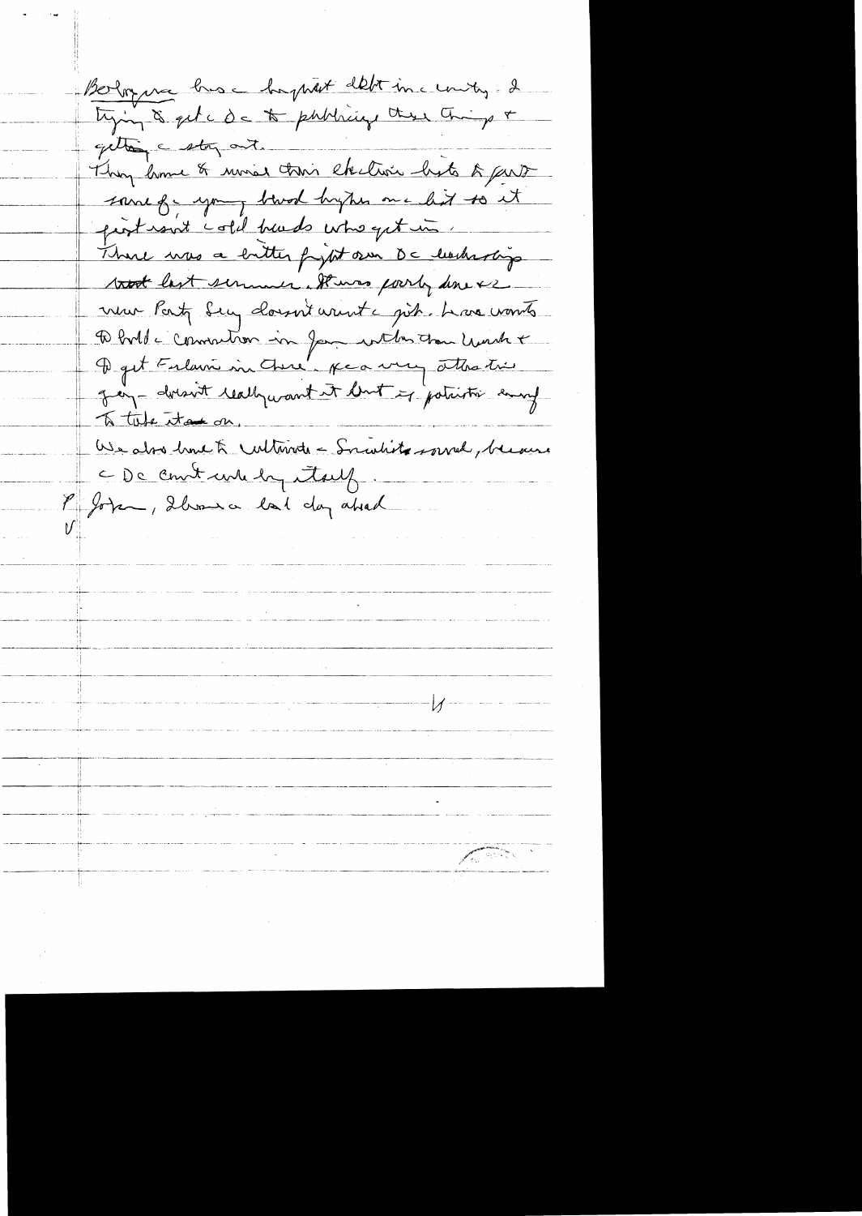Bolivia has the highest debt in the country. I trying to get the DC to publicize these things & getting the story out.

They have to win this election but to put some of the young blood higher on the list so it just isn't the old heads who get in.

There was a bitter fight over DC leadership ~~at~~ last summer. It was partly due to a new Party Sec doesn't want the job. Leone wants to hold the convention in Jan rather than March & to get Fanfani in there. He's a very attractive guy — doesn't really want it but is patriotic enough to take it on.

We also have the cultural – Socialists sound, because the DC can't rule by itself.

P Japan, Thomas had day ahead